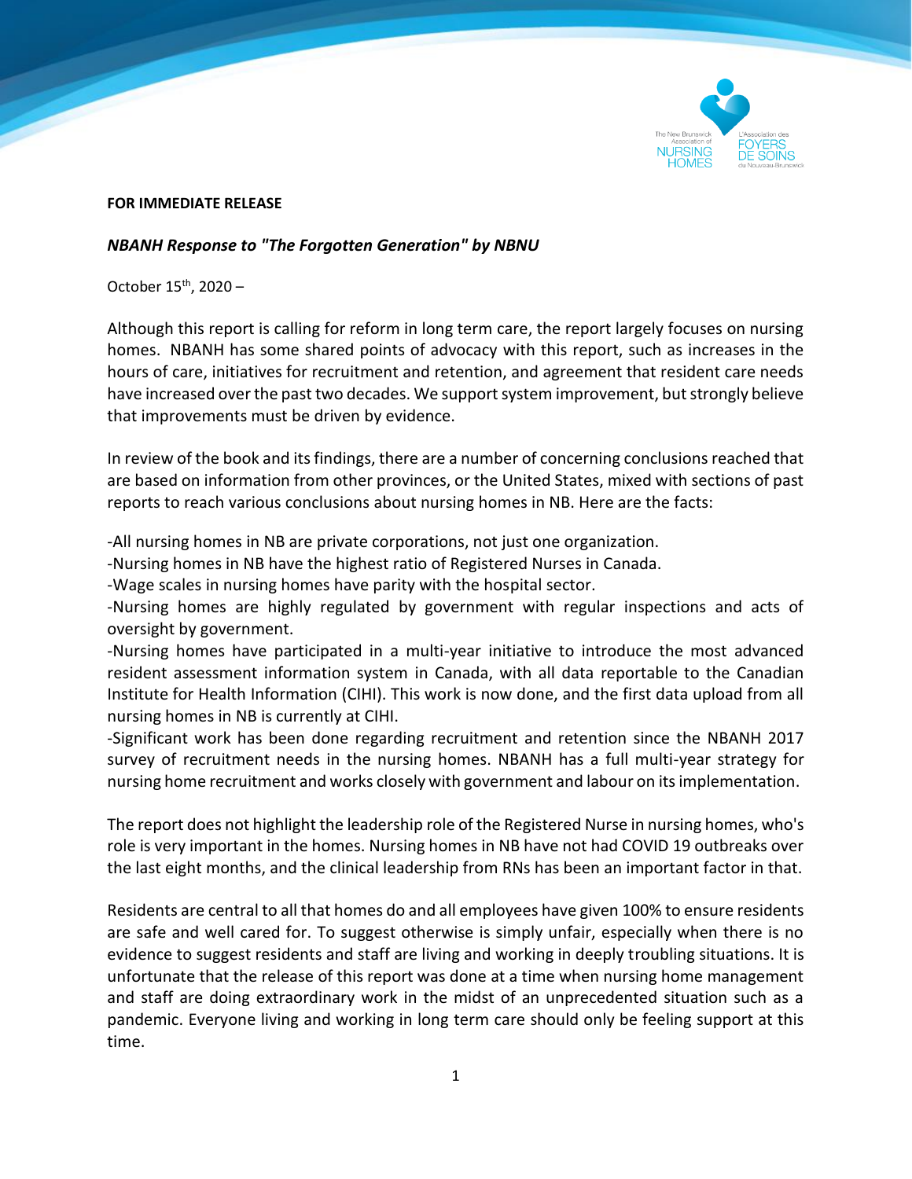**FOR IMMEDIATE RELEASE**

***NBANH Response to "The Forgotten Generation" by NBNU***

October 15th, 2020 –

Although this report is calling for reform in long term care, the report largely focuses on nursing homes. NBANH has some shared points of advocacy with this report, such as increases in the hours of care, initiatives for recruitment and retention, and agreement that resident care needs have increased over the past two decades. We support system improvement, but strongly believe that improvements must be driven by evidence.

In review of the book and its findings, there are a number of concerning conclusions reached that are based on information from other provinces, or the United States, mixed with sections of past reports to reach various conclusions about nursing homes in NB. Here are the facts:

-All nursing homes in NB are private corporations, not just one organization.
-Nursing homes in NB have the highest ratio of Registered Nurses in Canada.
-Wage scales in nursing homes have parity with the hospital sector.
-Nursing homes are highly regulated by government with regular inspections and acts of oversight by government.
-Nursing homes have participated in a multi-year initiative to introduce the most advanced resident assessment information system in Canada, with all data reportable to the Canadian Institute for Health Information (CIHI). This work is now done, and the first data upload from all nursing homes in NB is currently at CIHI.
-Significant work has been done regarding recruitment and retention since the NBANH 2017 survey of recruitment needs in the nursing homes. NBANH has a full multi-year strategy for nursing home recruitment and works closely with government and labour on its implementation.

The report does not highlight the leadership role of the Registered Nurse in nursing homes, who's role is very important in the homes. Nursing homes in NB have not had COVID 19 outbreaks over the last eight months, and the clinical leadership from RNs has been an important factor in that.

Residents are central to all that homes do and all employees have given 100% to ensure residents are safe and well cared for. To suggest otherwise is simply unfair, especially when there is no evidence to suggest residents and staff are living and working in deeply troubling situations. It is unfortunate that the release of this report was done at a time when nursing home management and staff are doing extraordinary work in the midst of an unprecedented situation such as a pandemic. Everyone living and working in long term care should only be feeling support at this time.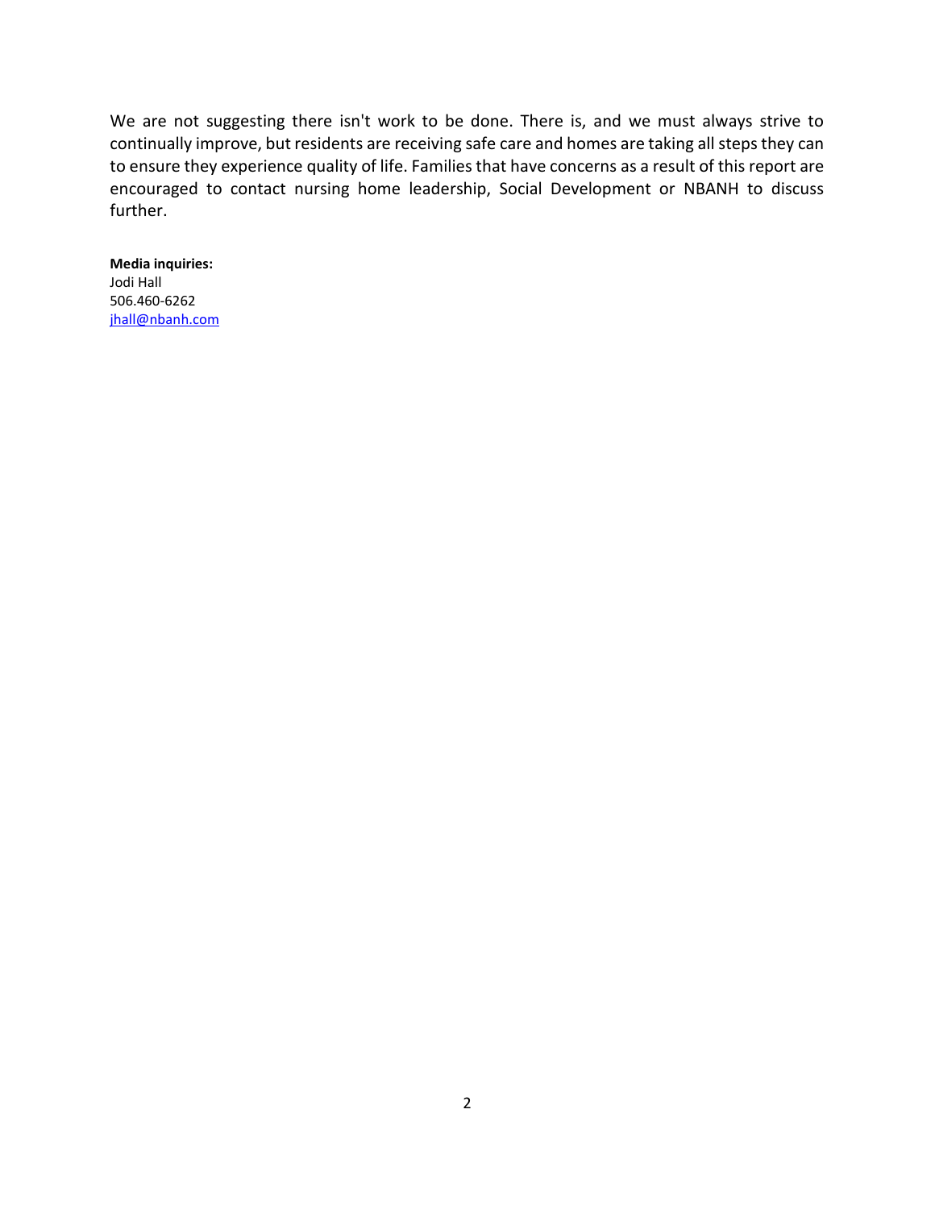We are not suggesting there isn't work to be done. There is, and we must always strive to continually improve, but residents are receiving safe care and homes are taking all steps they can to ensure they experience quality of life. Families that have concerns as a result of this report are encouraged to contact nursing home leadership, Social Development or NBANH to discuss further.

**Media inquiries:**
Jodi Hall
506.460-6262
jhall@nbanh.com